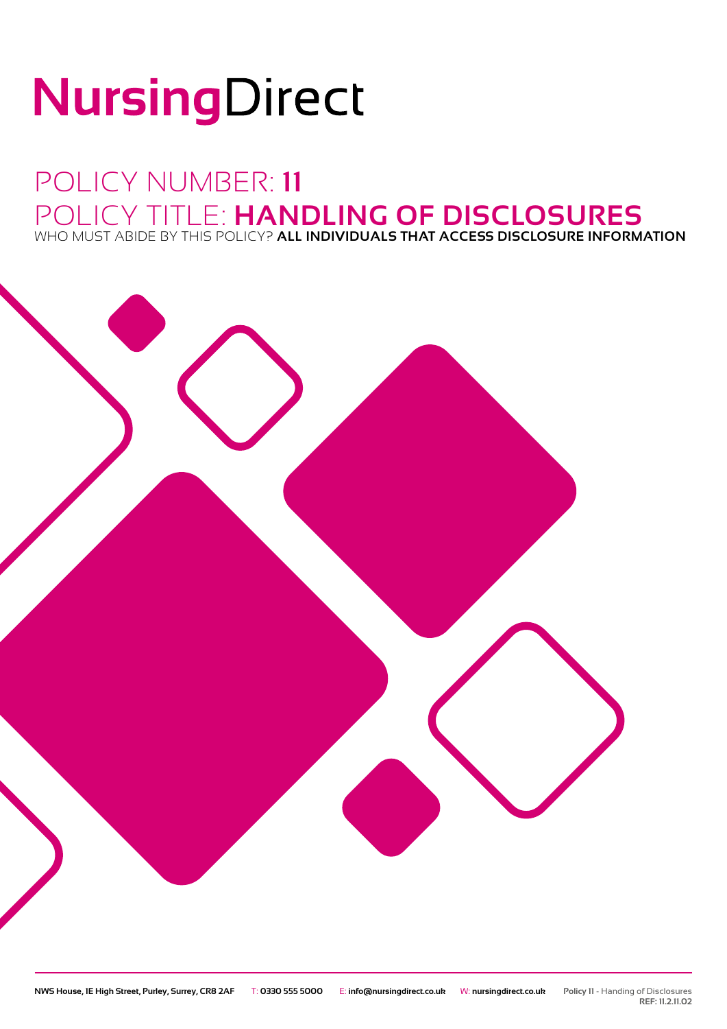# NursingDirect

## POLICY NUMBER: **11**
## POLICY TITLE: **HANDLING OF DISCLOSURES**

WHO MUST ABIDE BY THIS POLICY? **ALL INDIVIDUALS THAT ACCESS DISCLOSURE INFORMATION**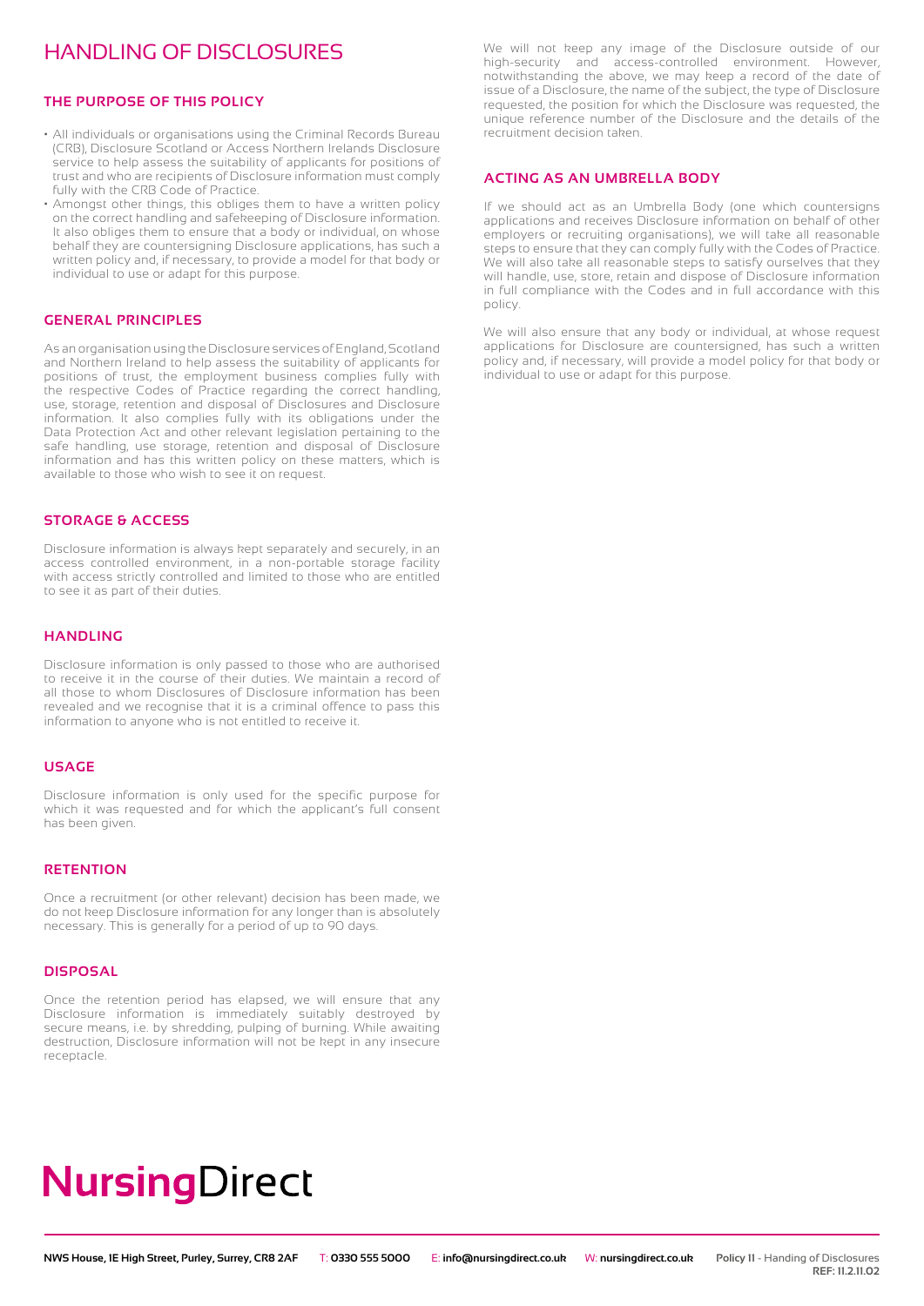# HANDLING OF DISCLOSURES

## THE PURPOSE OF THIS POLICY

- All individuals or organisations using the Criminal Records Bureau (CRB), Disclosure Scotland or Access Northern Irelands Disclosure service to help assess the suitability of applicants for positions of trust and who are recipients of Disclosure information must comply fully with the CRB Code of Practice.
- Amongst other things, this obliges them to have a written policy on the correct handling and safekeeping of Disclosure information. It also obliges them to ensure that a body or individual, on whose behalf they are countersigning Disclosure applications, has such a written policy and, if necessary, to provide a model for that body or individual to use or adapt for this purpose.

## GENERAL PRINCIPLES

As an organisation using the Disclosure services of England, Scotland and Northern Ireland to help assess the suitability of applicants for positions of trust, the employment business complies fully with the respective Codes of Practice regarding the correct handling, use, storage, retention and disposal of Disclosures and Disclosure information. It also complies fully with its obligations under the Data Protection Act and other relevant legislation pertaining to the safe handling, use storage, retention and disposal of Disclosure information and has this written policy on these matters, which is available to those who wish to see it on request.

## STORAGE & ACCESS

Disclosure information is always kept separately and securely, in an access controlled environment, in a non-portable storage facility with access strictly controlled and limited to those who are entitled to see it as part of their duties.

## HANDLING

Disclosure information is only passed to those who are authorised to receive it in the course of their duties. We maintain a record of all those to whom Disclosures of Disclosure information has been revealed and we recognise that it is a criminal offence to pass this information to anyone who is not entitled to receive it.

## USAGE

Disclosure information is only used for the specific purpose for which it was requested and for which the applicant's full consent has been given.

## RETENTION

Once a recruitment (or other relevant) decision has been made, we do not keep Disclosure information for any longer than is absolutely necessary. This is generally for a period of up to 90 days.

## DISPOSAL

Once the retention period has elapsed, we will ensure that any Disclosure information is immediately suitably destroyed by secure means, i.e. by shredding, pulping of burning. While awaiting destruction, Disclosure information will not be kept in any insecure receptacle.

We will not keep any image of the Disclosure outside of our high-security and access-controlled environment. However, notwithstanding the above, we may keep a record of the date of issue of a Disclosure, the name of the subject, the type of Disclosure requested, the position for which the Disclosure was requested, the unique reference number of the Disclosure and the details of the recruitment decision taken.

## ACTING AS AN UMBRELLA BODY

If we should act as an Umbrella Body (one which countersigns applications and receives Disclosure information on behalf of other employers or recruiting organisations), we will take all reasonable steps to ensure that they can comply fully with the Codes of Practice. We will also take all reasonable steps to satisfy ourselves that they will handle, use, store, retain and dispose of Disclosure information in full compliance with the Codes and in full accordance with this policy.

We will also ensure that any body or individual, at whose request applications for Disclosure are countersigned, has such a written policy and, if necessary, will provide a model policy for that body or individual to use or adapt for this purpose.

**NursingDirect**

NWS House, 1E High Street, Purley, Surrey, CR8 2AF T: 0330 555 5000 E: info@nursingdirect.co.uk W: nursingdirect.co.uk Policy 11 - Handing of Disclosures REF: 11.2.11.02